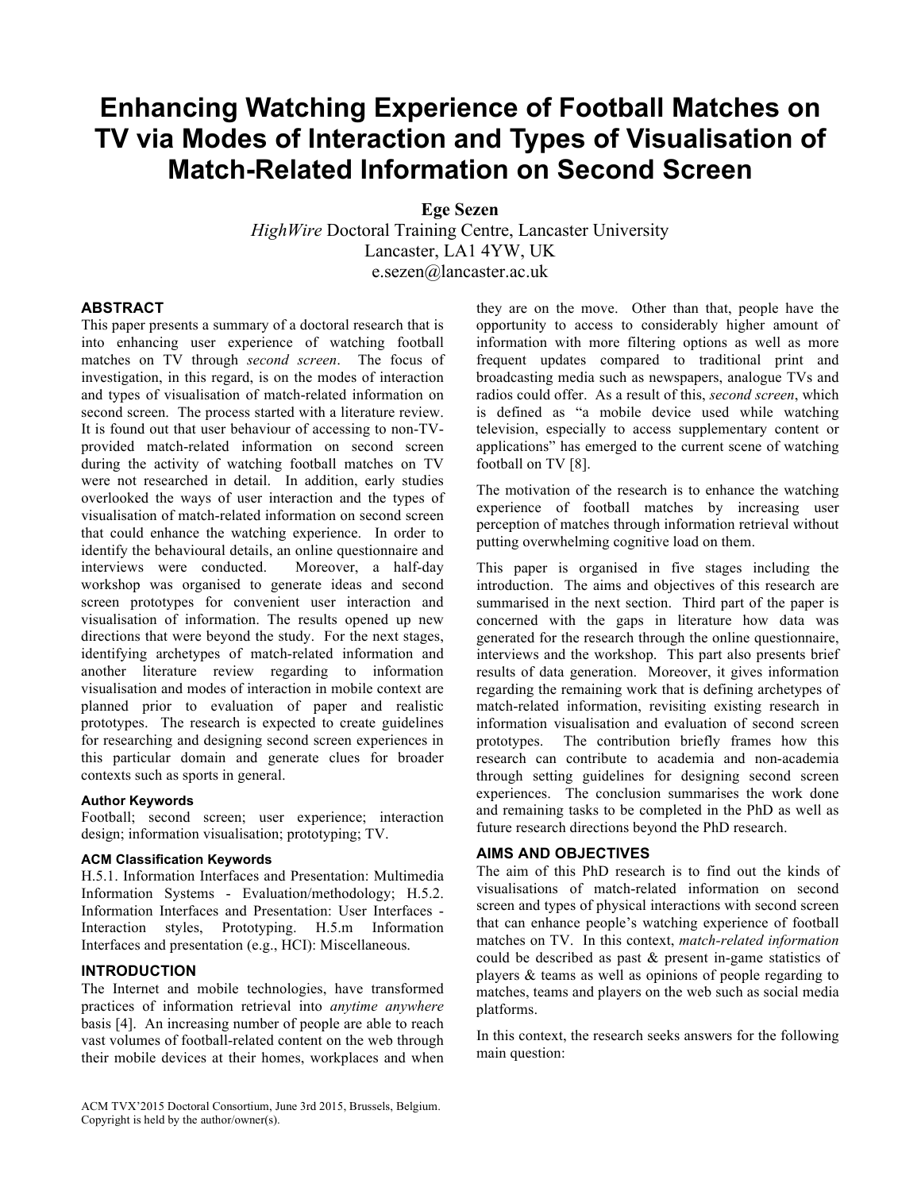# Enhancing Watching Experience of Football Matches on TV via Modes of Interaction and Types of Visualisation of Match-Related Information on Second Screen

**Ege Sezen**
*HighWire* Doctoral Training Centre, Lancaster University
Lancaster, LA1 4YW, UK
e.sezen@lancaster.ac.uk

## ABSTRACT

This paper presents a summary of a doctoral research that is into enhancing user experience of watching football matches on TV through *second screen*. The focus of investigation, in this regard, is on the modes of interaction and types of visualisation of match-related information on second screen. The process started with a literature review. It is found out that user behaviour of accessing to non-TV-provided match-related information on second screen during the activity of watching football matches on TV were not researched in detail. In addition, early studies overlooked the ways of user interaction and the types of visualisation of match-related information on second screen that could enhance the watching experience. In order to identify the behavioural details, an online questionnaire and interviews were conducted. Moreover, a half-day workshop was organised to generate ideas and second screen prototypes for convenient user interaction and visualisation of information. The results opened up new directions that were beyond the study. For the next stages, identifying archetypes of match-related information and another literature review regarding to information visualisation and modes of interaction in mobile context are planned prior to evaluation of paper and realistic prototypes. The research is expected to create guidelines for researching and designing second screen experiences in this particular domain and generate clues for broader contexts such as sports in general.

### Author Keywords

Football; second screen; user experience; interaction design; information visualisation; prototyping; TV.

### ACM Classification Keywords

H.5.1. Information Interfaces and Presentation: Multimedia Information Systems - Evaluation/methodology; H.5.2. Information Interfaces and Presentation: User Interfaces - Interaction styles, Prototyping. H.5.m Information Interfaces and presentation (e.g., HCI): Miscellaneous.

## INTRODUCTION

The Internet and mobile technologies, have transformed practices of information retrieval into *anytime anywhere* basis [4]. An increasing number of people are able to reach vast volumes of football-related content on the web through their mobile devices at their homes, workplaces and when they are on the move. Other than that, people have the opportunity to access to considerably higher amount of information with more filtering options as well as more frequent updates compared to traditional print and broadcasting media such as newspapers, analogue TVs and radios could offer. As a result of this, *second screen*, which is defined as "a mobile device used while watching television, especially to access supplementary content or applications" has emerged to the current scene of watching football on TV [8].

The motivation of the research is to enhance the watching experience of football matches by increasing user perception of matches through information retrieval without putting overwhelming cognitive load on them.

This paper is organised in five stages including the introduction. The aims and objectives of this research are summarised in the next section. Third part of the paper is concerned with the gaps in literature how data was generated for the research through the online questionnaire, interviews and the workshop. This part also presents brief results of data generation. Moreover, it gives information regarding the remaining work that is defining archetypes of match-related information, revisiting existing research in information visualisation and evaluation of second screen prototypes. The contribution briefly frames how this research can contribute to academia and non-academia through setting guidelines for designing second screen experiences. The conclusion summarises the work done and remaining tasks to be completed in the PhD as well as future research directions beyond the PhD research.

## AIMS AND OBJECTIVES

The aim of this PhD research is to find out the kinds of visualisations of match-related information on second screen and types of physical interactions with second screen that can enhance people's watching experience of football matches on TV. In this context, *match-related information* could be described as past & present in-game statistics of players & teams as well as opinions of people regarding to matches, teams and players on the web such as social media platforms.

In this context, the research seeks answers for the following main question:

ACM TVX'2015 Doctoral Consortium, June 3rd 2015, Brussels, Belgium.
Copyright is held by the author/owner(s).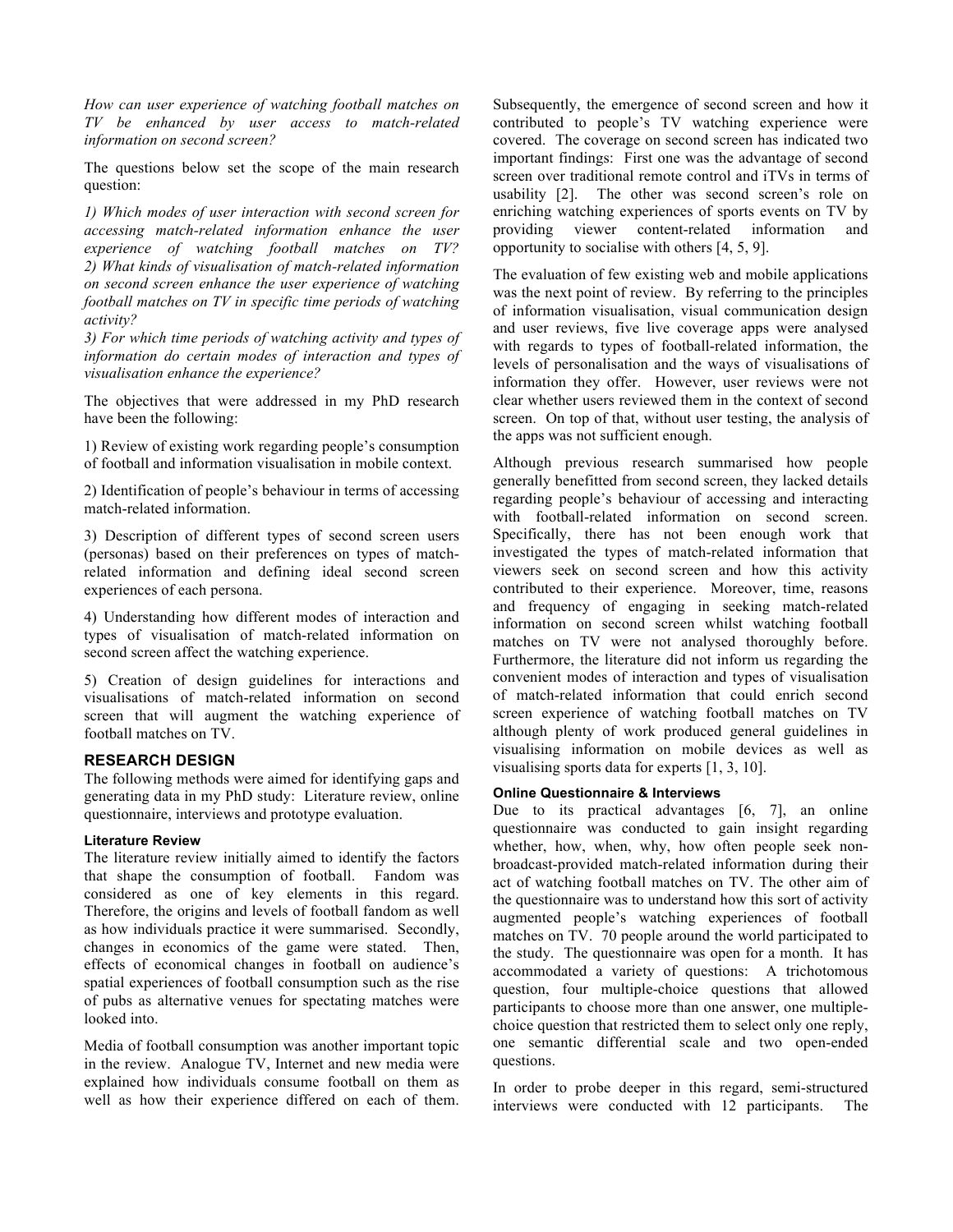*How can user experience of watching football matches on TV be enhanced by user access to match-related information on second screen?*

The questions below set the scope of the main research question:

*1) Which modes of user interaction with second screen for accessing match-related information enhance the user experience of watching football matches on TV?*
*2) What kinds of visualisation of match-related information on second screen enhance the user experience of watching football matches on TV in specific time periods of watching activity?*
*3) For which time periods of watching activity and types of information do certain modes of interaction and types of visualisation enhance the experience?*

The objectives that were addressed in my PhD research have been the following:

1) Review of existing work regarding people's consumption of football and information visualisation in mobile context.

2) Identification of people's behaviour in terms of accessing match-related information.

3) Description of different types of second screen users (personas) based on their preferences on types of match-related information and defining ideal second screen experiences of each persona.

4) Understanding how different modes of interaction and types of visualisation of match-related information on second screen affect the watching experience.

5) Creation of design guidelines for interactions and visualisations of match-related information on second screen that will augment the watching experience of football matches on TV.

## RESEARCH DESIGN

The following methods were aimed for identifying gaps and generating data in my PhD study: Literature review, online questionnaire, interviews and prototype evaluation.

### Literature Review

The literature review initially aimed to identify the factors that shape the consumption of football. Fandom was considered as one of key elements in this regard. Therefore, the origins and levels of football fandom as well as how individuals practice it were summarised. Secondly, changes in economics of the game were stated. Then, effects of economical changes in football on audience's spatial experiences of football consumption such as the rise of pubs as alternative venues for spectating matches were looked into.

Media of football consumption was another important topic in the review. Analogue TV, Internet and new media were explained how individuals consume football on them as well as how their experience differed on each of them. Subsequently, the emergence of second screen and how it contributed to people's TV watching experience were covered. The coverage on second screen has indicated two important findings: First one was the advantage of second screen over traditional remote control and iTVs in terms of usability [2]. The other was second screen's role on enriching watching experiences of sports events on TV by providing viewer content-related information and opportunity to socialise with others [4, 5, 9].

The evaluation of few existing web and mobile applications was the next point of review. By referring to the principles of information visualisation, visual communication design and user reviews, five live coverage apps were analysed with regards to types of football-related information, the levels of personalisation and the ways of visualisations of information they offer. However, user reviews were not clear whether users reviewed them in the context of second screen. On top of that, without user testing, the analysis of the apps was not sufficient enough.

Although previous research summarised how people generally benefitted from second screen, they lacked details regarding people's behaviour of accessing and interacting with football-related information on second screen. Specifically, there has not been enough work that investigated the types of match-related information that viewers seek on second screen and how this activity contributed to their experience. Moreover, time, reasons and frequency of engaging in seeking match-related information on second screen whilst watching football matches on TV were not analysed thoroughly before. Furthermore, the literature did not inform us regarding the convenient modes of interaction and types of visualisation of match-related information that could enrich second screen experience of watching football matches on TV although plenty of work produced general guidelines in visualising information on mobile devices as well as visualising sports data for experts [1, 3, 10].

### Online Questionnaire & Interviews

Due to its practical advantages [6, 7], an online questionnaire was conducted to gain insight regarding whether, how, when, why, how often people seek non-broadcast-provided match-related information during their act of watching football matches on TV. The other aim of the questionnaire was to understand how this sort of activity augmented people's watching experiences of football matches on TV. 70 people around the world participated to the study. The questionnaire was open for a month. It has accommodated a variety of questions: A trichotomous question, four multiple-choice questions that allowed participants to choose more than one answer, one multiple-choice question that restricted them to select only one reply, one semantic differential scale and two open-ended questions.

In order to probe deeper in this regard, semi-structured interviews were conducted with 12 participants. The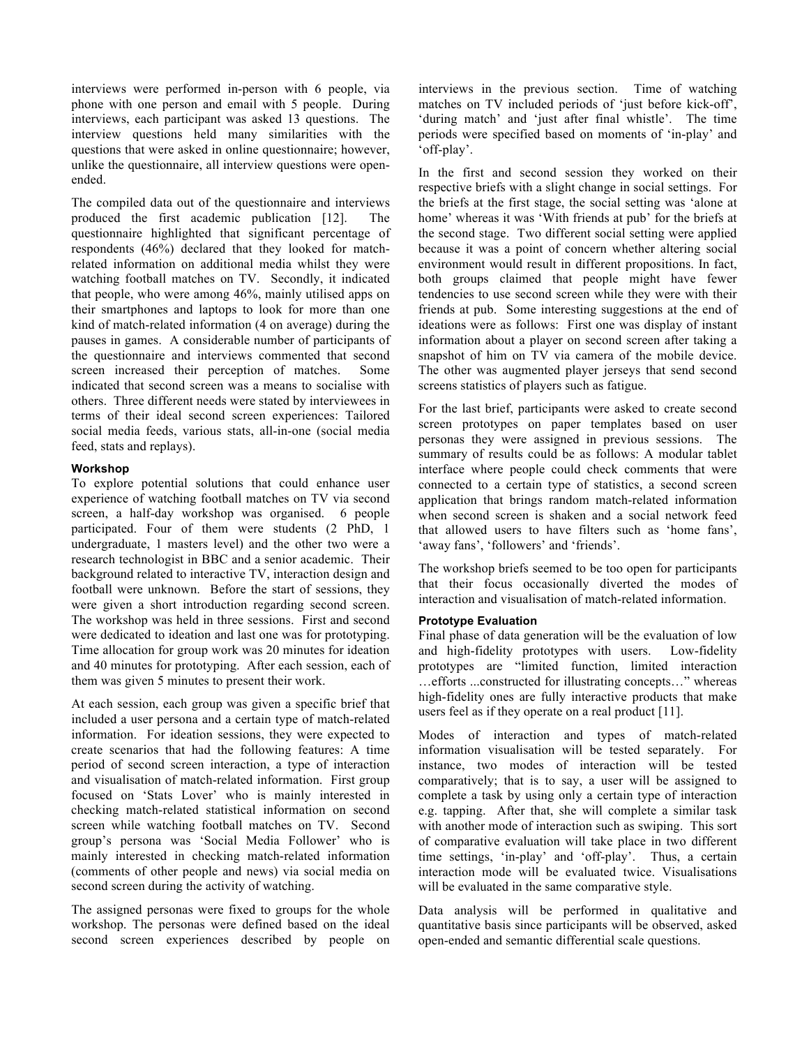interviews were performed in-person with 6 people, via phone with one person and email with 5 people. During interviews, each participant was asked 13 questions. The interview questions held many similarities with the questions that were asked in online questionnaire; however, unlike the questionnaire, all interview questions were open-ended.

The compiled data out of the questionnaire and interviews produced the first academic publication [12]. The questionnaire highlighted that significant percentage of respondents (46%) declared that they looked for match-related information on additional media whilst they were watching football matches on TV. Secondly, it indicated that people, who were among 46%, mainly utilised apps on their smartphones and laptops to look for more than one kind of match-related information (4 on average) during the pauses in games. A considerable number of participants of the questionnaire and interviews commented that second screen increased their perception of matches. Some indicated that second screen was a means to socialise with others. Three different needs were stated by interviewees in terms of their ideal second screen experiences: Tailored social media feeds, various stats, all-in-one (social media feed, stats and replays).

#### Workshop

To explore potential solutions that could enhance user experience of watching football matches on TV via second screen, a half-day workshop was organised. 6 people participated. Four of them were students (2 PhD, 1 undergraduate, 1 masters level) and the other two were a research technologist in BBC and a senior academic. Their background related to interactive TV, interaction design and football were unknown. Before the start of sessions, they were given a short introduction regarding second screen. The workshop was held in three sessions. First and second were dedicated to ideation and last one was for prototyping. Time allocation for group work was 20 minutes for ideation and 40 minutes for prototyping. After each session, each of them was given 5 minutes to present their work.

At each session, each group was given a specific brief that included a user persona and a certain type of match-related information. For ideation sessions, they were expected to create scenarios that had the following features: A time period of second screen interaction, a type of interaction and visualisation of match-related information. First group focused on 'Stats Lover' who is mainly interested in checking match-related statistical information on second screen while watching football matches on TV. Second group's persona was 'Social Media Follower' who is mainly interested in checking match-related information (comments of other people and news) via social media on second screen during the activity of watching.

The assigned personas were fixed to groups for the whole workshop. The personas were defined based on the ideal second screen experiences described by people on interviews in the previous section. Time of watching matches on TV included periods of 'just before kick-off', 'during match' and 'just after final whistle'. The time periods were specified based on moments of 'in-play' and 'off-play'.

In the first and second session they worked on their respective briefs with a slight change in social settings. For the briefs at the first stage, the social setting was 'alone at home' whereas it was 'With friends at pub' for the briefs at the second stage. Two different social setting were applied because it was a point of concern whether altering social environment would result in different propositions. In fact, both groups claimed that people might have fewer tendencies to use second screen while they were with their friends at pub. Some interesting suggestions at the end of ideations were as follows: First one was display of instant information about a player on second screen after taking a snapshot of him on TV via camera of the mobile device. The other was augmented player jerseys that send second screens statistics of players such as fatigue.

For the last brief, participants were asked to create second screen prototypes on paper templates based on user personas they were assigned in previous sessions. The summary of results could be as follows: A modular tablet interface where people could check comments that were connected to a certain type of statistics, a second screen application that brings random match-related information when second screen is shaken and a social network feed that allowed users to have filters such as 'home fans', 'away fans', 'followers' and 'friends'.

The workshop briefs seemed to be too open for participants that their focus occasionally diverted the modes of interaction and visualisation of match-related information.

#### Prototype Evaluation

Final phase of data generation will be the evaluation of low and high-fidelity prototypes with users. Low-fidelity prototypes are "limited function, limited interaction …efforts ...constructed for illustrating concepts…" whereas high-fidelity ones are fully interactive products that make users feel as if they operate on a real product [11].

Modes of interaction and types of match-related information visualisation will be tested separately. For instance, two modes of interaction will be tested comparatively; that is to say, a user will be assigned to complete a task by using only a certain type of interaction e.g. tapping. After that, she will complete a similar task with another mode of interaction such as swiping. This sort of comparative evaluation will take place in two different time settings, 'in-play' and 'off-play'. Thus, a certain interaction mode will be evaluated twice. Visualisations will be evaluated in the same comparative style.

Data analysis will be performed in qualitative and quantitative basis since participants will be observed, asked open-ended and semantic differential scale questions.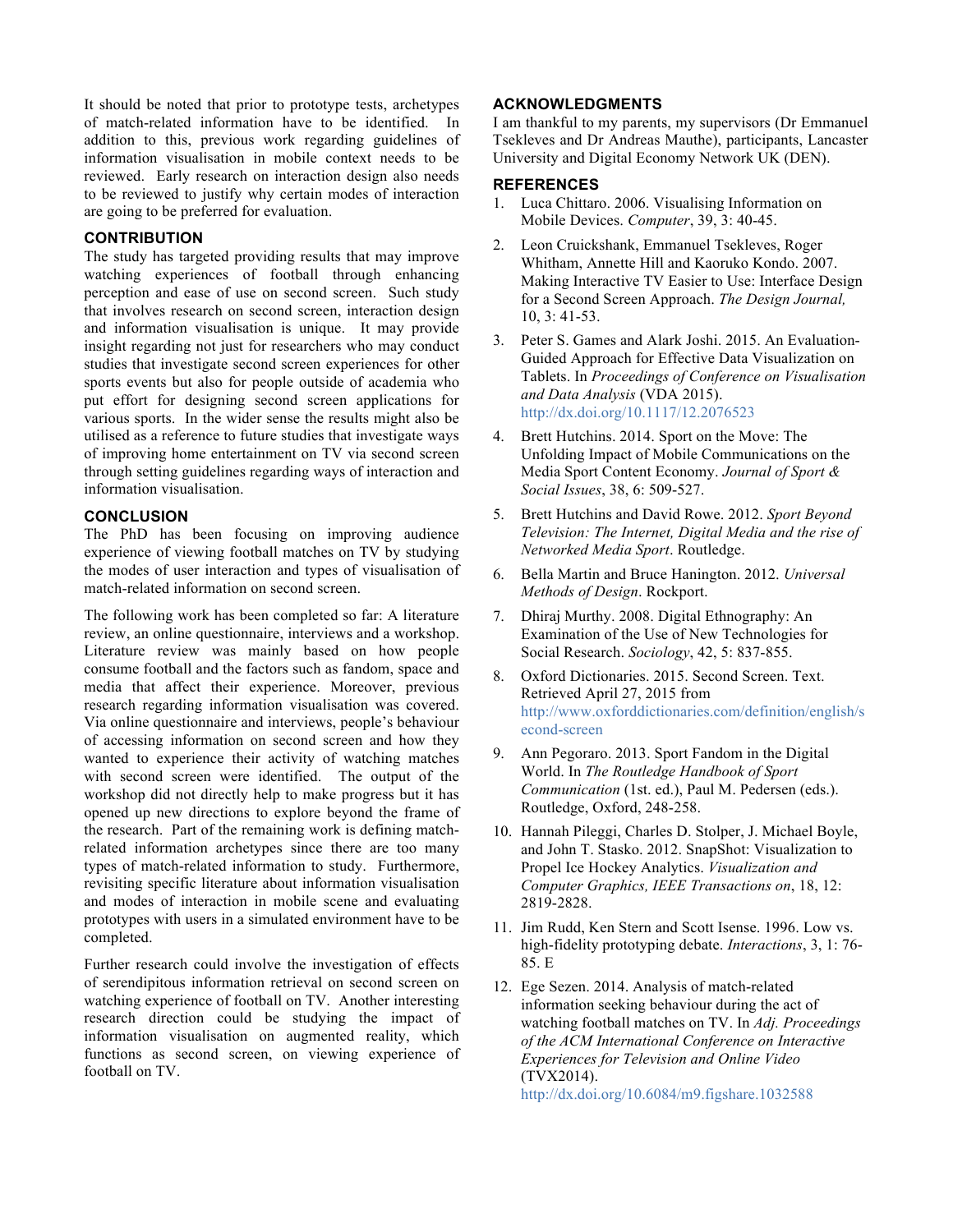It should be noted that prior to prototype tests, archetypes of match-related information have to be identified. In addition to this, previous work regarding guidelines of information visualisation in mobile context needs to be reviewed. Early research on interaction design also needs to be reviewed to justify why certain modes of interaction are going to be preferred for evaluation.

## CONTRIBUTION

The study has targeted providing results that may improve watching experiences of football through enhancing perception and ease of use on second screen. Such study that involves research on second screen, interaction design and information visualisation is unique. It may provide insight regarding not just for researchers who may conduct studies that investigate second screen experiences for other sports events but also for people outside of academia who put effort for designing second screen applications for various sports. In the wider sense the results might also be utilised as a reference to future studies that investigate ways of improving home entertainment on TV via second screen through setting guidelines regarding ways of interaction and information visualisation.

## CONCLUSION

The PhD has been focusing on improving audience experience of viewing football matches on TV by studying the modes of user interaction and types of visualisation of match-related information on second screen.

The following work has been completed so far: A literature review, an online questionnaire, interviews and a workshop. Literature review was mainly based on how people consume football and the factors such as fandom, space and media that affect their experience. Moreover, previous research regarding information visualisation was covered. Via online questionnaire and interviews, people's behaviour of accessing information on second screen and how they wanted to experience their activity of watching matches with second screen were identified. The output of the workshop did not directly help to make progress but it has opened up new directions to explore beyond the frame of the research. Part of the remaining work is defining match-related information archetypes since there are too many types of match-related information to study. Furthermore, revisiting specific literature about information visualisation and modes of interaction in mobile scene and evaluating prototypes with users in a simulated environment have to be completed.

Further research could involve the investigation of effects of serendipitous information retrieval on second screen on watching experience of football on TV. Another interesting research direction could be studying the impact of information visualisation on augmented reality, which functions as second screen, on viewing experience of football on TV.

## ACKNOWLEDGMENTS

I am thankful to my parents, my supervisors (Dr Emmanuel Tsekleves and Dr Andreas Mauthe), participants, Lancaster University and Digital Economy Network UK (DEN).

## REFERENCES

1. Luca Chittaro. 2006. Visualising Information on Mobile Devices. *Computer*, 39, 3: 40-45.
2. Leon Cruickshank, Emmanuel Tsekleves, Roger Whitham, Annette Hill and Kaoruko Kondo. 2007. Making Interactive TV Easier to Use: Interface Design for a Second Screen Approach. *The Design Journal,* 10, 3: 41-53.
3. Peter S. Games and Alark Joshi. 2015. An Evaluation-Guided Approach for Effective Data Visualization on Tablets. In *Proceedings of Conference on Visualisation and Data Analysis* (VDA 2015). http://dx.doi.org/10.1117/12.2076523
4. Brett Hutchins. 2014. Sport on the Move: The Unfolding Impact of Mobile Communications on the Media Sport Content Economy. *Journal of Sport & Social Issues*, 38, 6: 509-527.
5. Brett Hutchins and David Rowe. 2012. *Sport Beyond Television: The Internet, Digital Media and the rise of Networked Media Sport*. Routledge.
6. Bella Martin and Bruce Hanington. 2012. *Universal Methods of Design*. Rockport.
7. Dhiraj Murthy. 2008. Digital Ethnography: An Examination of the Use of New Technologies for Social Research. *Sociology*, 42, 5: 837-855.
8. Oxford Dictionaries. 2015. Second Screen. Text. Retrieved April 27, 2015 from http://www.oxforddictionaries.com/definition/english/second-screen
9. Ann Pegoraro. 2013. Sport Fandom in the Digital World. In *The Routledge Handbook of Sport Communication* (1st. ed.), Paul M. Pedersen (eds.). Routledge, Oxford, 248-258.
10. Hannah Pileggi, Charles D. Stolper, J. Michael Boyle, and John T. Stasko. 2012. SnapShot: Visualization to Propel Ice Hockey Analytics. *Visualization and Computer Graphics, IEEE Transactions on*, 18, 12: 2819-2828.
11. Jim Rudd, Ken Stern and Scott Isense. 1996. Low vs. high-fidelity prototyping debate. *Interactions*, 3, 1: 76-85. E
12. Ege Sezen. 2014. Analysis of match-related information seeking behaviour during the act of watching football matches on TV. In *Adj. Proceedings of the ACM International Conference on Interactive Experiences for Television and Online Video* (TVX2014). http://dx.doi.org/10.6084/m9.figshare.1032588